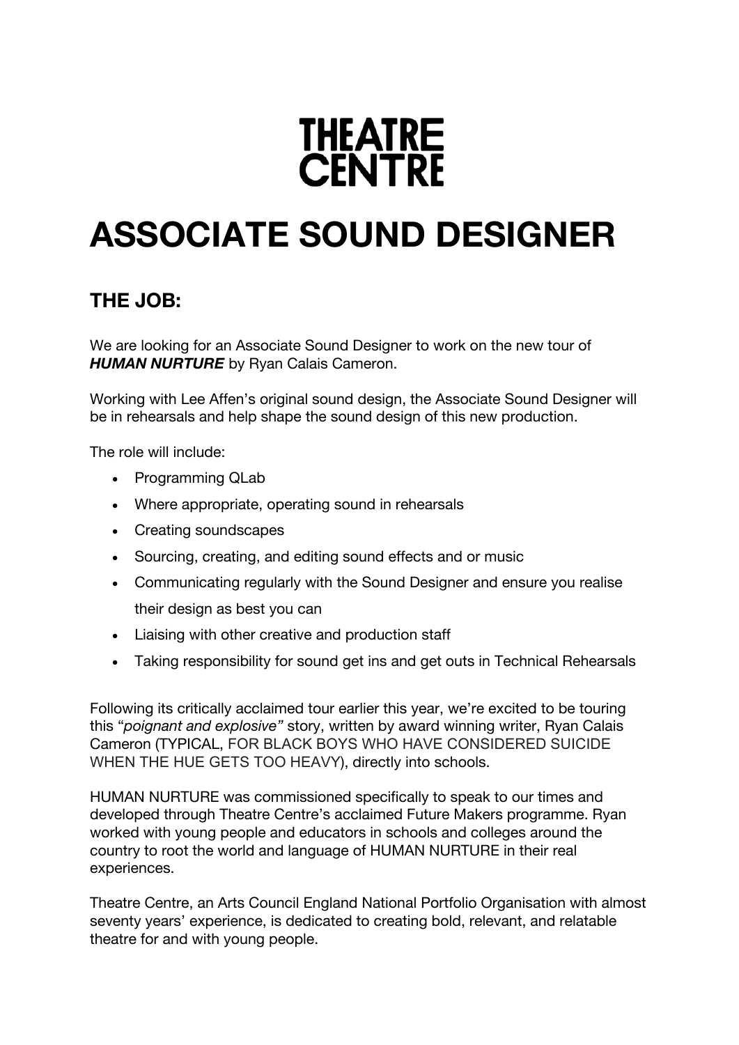# THEATRE CENTRE

# ASSOCIATE SOUND DESIGNER

## THE JOB:

We are looking for an Associate Sound Designer to work on the new tour of ***HUMAN NURTURE*** by Ryan Calais Cameron.

Working with Lee Affen's original sound design, the Associate Sound Designer will be in rehearsals and help shape the sound design of this new production.

The role will include:

- Programming QLab
- Where appropriate, operating sound in rehearsals
- Creating soundscapes
- Sourcing, creating, and editing sound effects and or music
- Communicating regularly with the Sound Designer and ensure you realise their design as best you can
- Liaising with other creative and production staff
- Taking responsibility for sound get ins and get outs in Technical Rehearsals

Following its critically acclaimed tour earlier this year, we're excited to be touring this "*poignant and explosive"* story, written by award winning writer, Ryan Calais Cameron (TYPICAL, FOR BLACK BOYS WHO HAVE CONSIDERED SUICIDE WHEN THE HUE GETS TOO HEAVY), directly into schools.

HUMAN NURTURE was commissioned specifically to speak to our times and developed through Theatre Centre's acclaimed Future Makers programme. Ryan worked with young people and educators in schools and colleges around the country to root the world and language of HUMAN NURTURE in their real experiences.

Theatre Centre, an Arts Council England National Portfolio Organisation with almost seventy years' experience, is dedicated to creating bold, relevant, and relatable theatre for and with young people.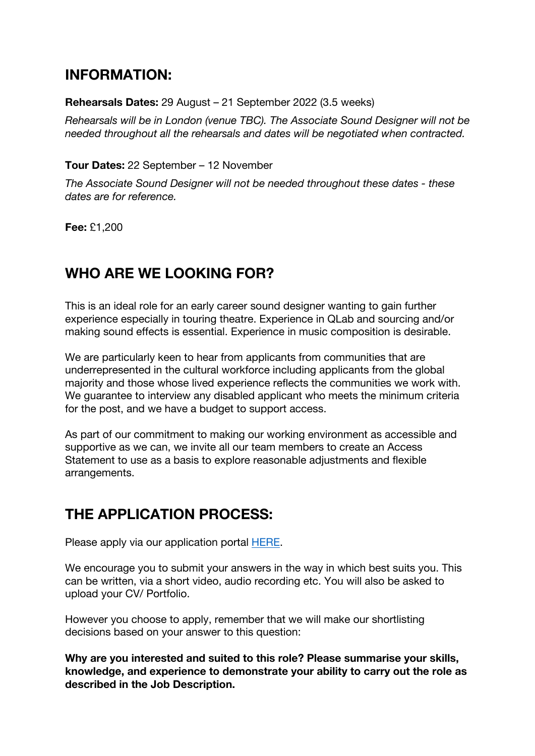## INFORMATION:

**Rehearsals Dates:** 29 August – 21 September 2022 (3.5 weeks)

*Rehearsals will be in London (venue TBC). The Associate Sound Designer will not be needed throughout all the rehearsals and dates will be negotiated when contracted.*

**Tour Dates:** 22 September – 12 November

*The Associate Sound Designer will not be needed throughout these dates - these dates are for reference.*

**Fee:** £1,200

## WHO ARE WE LOOKING FOR?

This is an ideal role for an early career sound designer wanting to gain further experience especially in touring theatre. Experience in QLab and sourcing and/or making sound effects is essential. Experience in music composition is desirable.

We are particularly keen to hear from applicants from communities that are underrepresented in the cultural workforce including applicants from the global majority and those whose lived experience reflects the communities we work with. We guarantee to interview any disabled applicant who meets the minimum criteria for the post, and we have a budget to support access.

As part of our commitment to making our working environment as accessible and supportive as we can, we invite all our team members to create an Access Statement to use as a basis to explore reasonable adjustments and flexible arrangements.

## THE APPLICATION PROCESS:

Please apply via our application portal HERE.

We encourage you to submit your answers in the way in which best suits you. This can be written, via a short video, audio recording etc. You will also be asked to upload your CV/ Portfolio.

However you choose to apply, remember that we will make our shortlisting decisions based on your answer to this question:

**Why are you interested and suited to this role? Please summarise your skills, knowledge, and experience to demonstrate your ability to carry out the role as described in the Job Description.**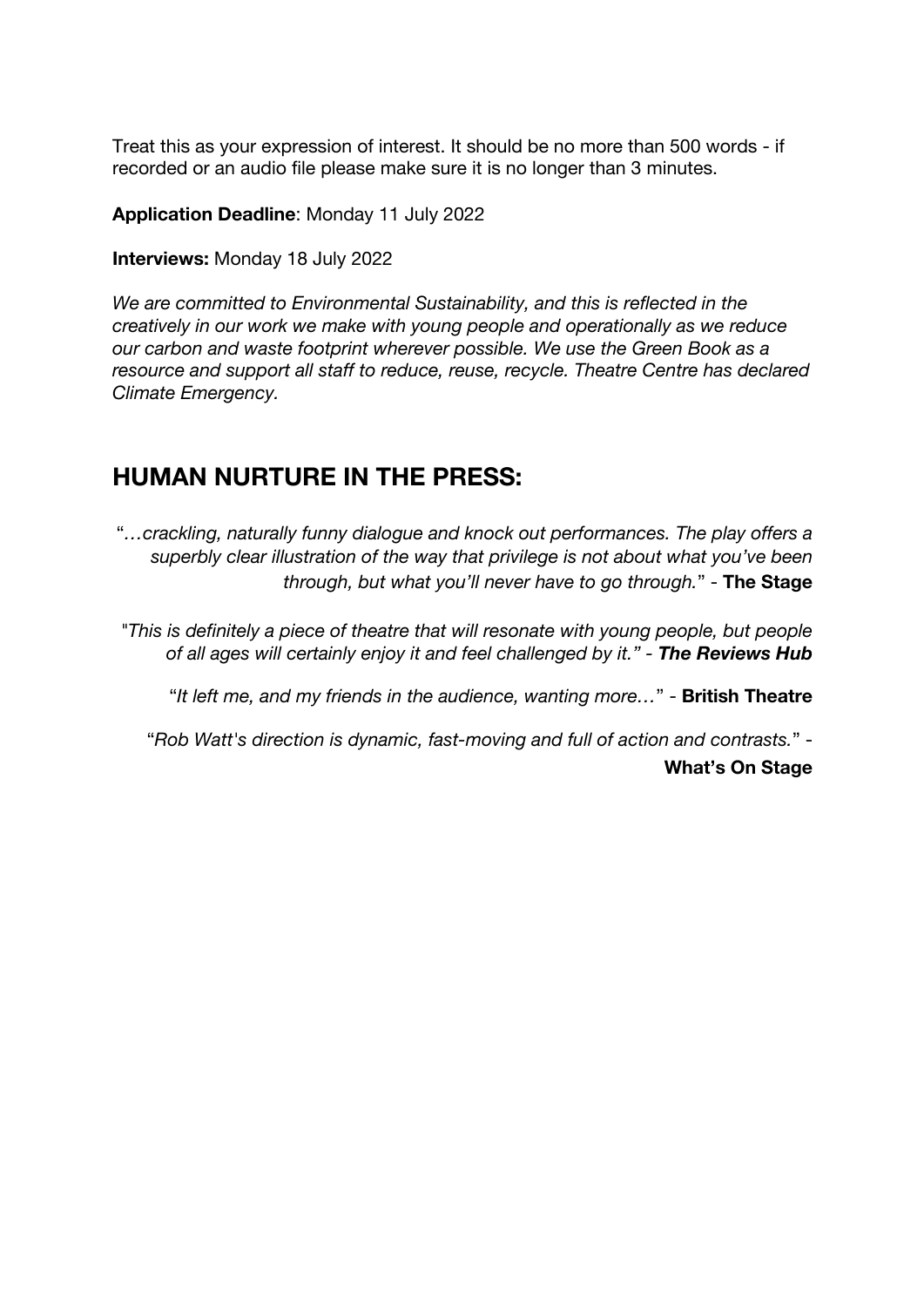Treat this as your expression of interest. It should be no more than 500 words - if recorded or an audio file please make sure it is no longer than 3 minutes.

**Application Deadline**: Monday 11 July 2022

**Interviews:** Monday 18 July 2022

*We are committed to Environmental Sustainability, and this is reflected in the creatively in our work we make with young people and operationally as we reduce our carbon and waste footprint wherever possible. We use the Green Book as a resource and support all staff to reduce, reuse, recycle. Theatre Centre has declared Climate Emergency.*

## HUMAN NURTURE IN THE PRESS:

"*…crackling, naturally funny dialogue and knock out performances. The play offers a superbly clear illustration of the way that privilege is not about what you've been through, but what you'll never have to go through.*" - **The Stage**

"*This is definitely a piece of theatre that will resonate with young people, but people of all ages will certainly enjoy it and feel challenged by it." - **The Reviews Hub***

"*It left me, and my friends in the audience, wanting more…*" - **British Theatre**

"*Rob Watt's direction is dynamic, fast-moving and full of action and contrasts.*" - **What's On Stage**